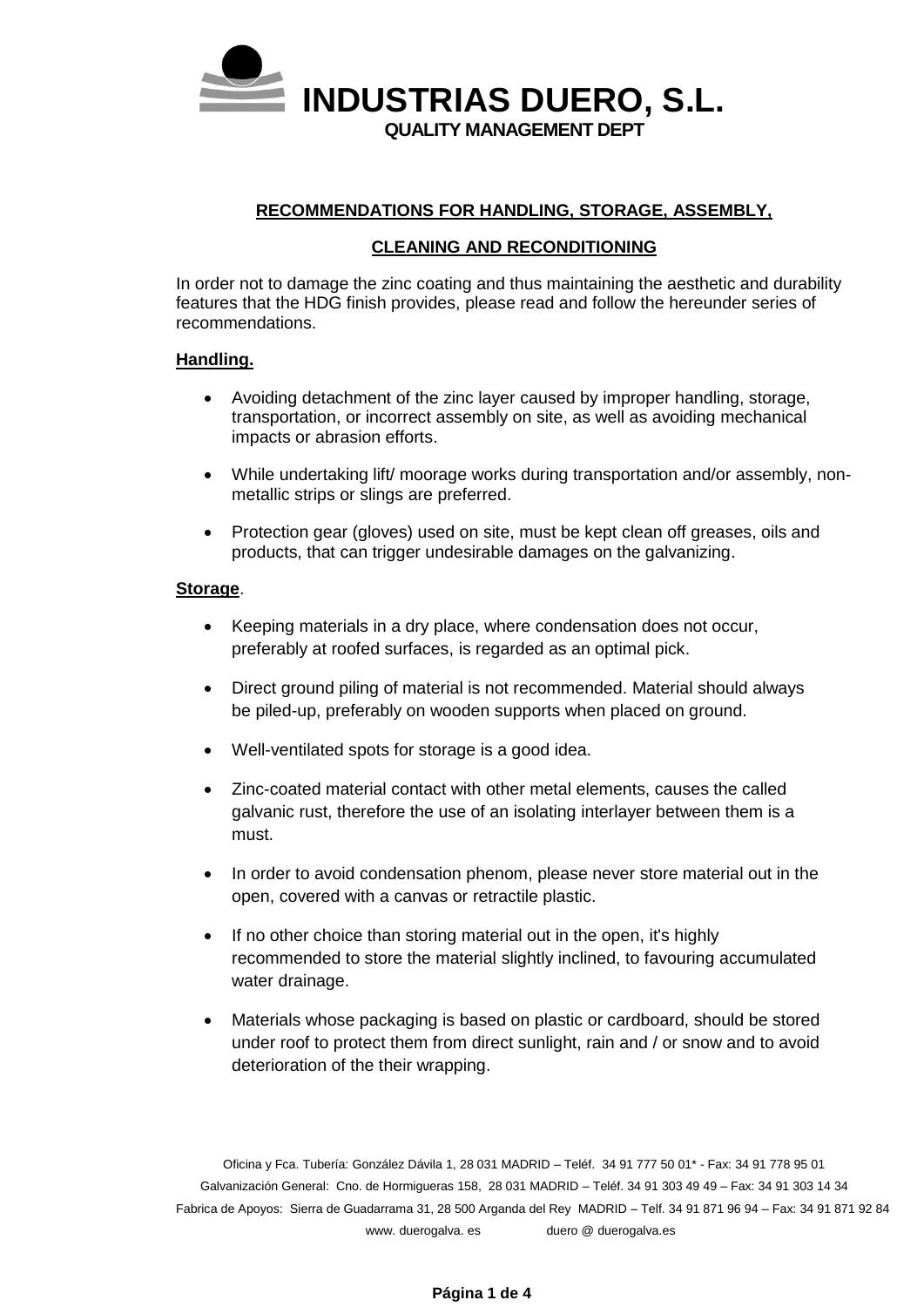# INDUSTRIAS DUERO, S.L.

**QUALITY MANAGEMENT DEPT**

## RECOMMENDATIONS FOR HANDLING, STORAGE, ASSEMBLY,

## CLEANING AND RECONDITIONING

In order not to damage the zinc coating and thus maintaining the aesthetic and durability features that the HDG finish provides, please read and follow the hereunder series of recommendations.

### Handling.

- Avoiding detachment of the zinc layer caused by improper handling, storage, transportation, or incorrect assembly on site, as well as avoiding mechanical impacts or abrasion efforts.
- While undertaking lift/ moorage works during transportation and/or assembly, non-metallic strips or slings are preferred.
- Protection gear (gloves) used on site, must be kept clean off greases, oils and products, that can trigger undesirable damages on the galvanizing.

### Storage.

- Keeping materials in a dry place, where condensation does not occur, preferably at roofed surfaces, is regarded as an optimal pick.
- Direct ground piling of material is not recommended. Material should always be piled-up, preferably on wooden supports when placed on ground.
- Well-ventilated spots for storage is a good idea.
- Zinc-coated material contact with other metal elements, causes the called galvanic rust, therefore the use of an isolating interlayer between them is a must.
- In order to avoid condensation phenom, please never store material out in the open, covered with a canvas or retractile plastic.
- If no other choice than storing material out in the open, it's highly recommended to store the material slightly inclined, to favouring accumulated water drainage.
- Materials whose packaging is based on plastic or cardboard, should be stored under roof to protect them from direct sunlight, rain and / or snow and to avoid deterioration of the their wrapping.

Oficina y Fca. Tubería: González Dávila 1, 28 031 MADRID – Teléf. 34 91 777 50 01* - Fax: 34 91 778 95 01
Galvanización General: Cno. de Hormigueras 158, 28 031 MADRID – Teléf. 34 91 303 49 49 – Fax: 34 91 303 14 34
Fabrica de Apoyos: Sierra de Guadarrama 31, 28 500 Arganda del Rey MADRID – Telf. 34 91 871 96 94 – Fax: 34 91 871 92 84
www. duerogalva. es duero @ duerogalva.es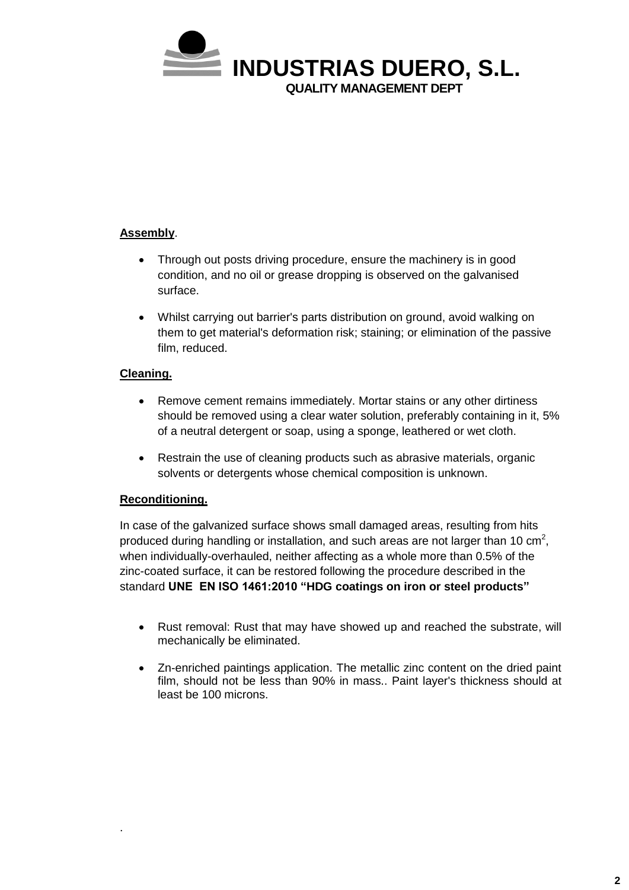**Assembly**.

- Through out posts driving procedure, ensure the machinery is in good condition, and no oil or grease dropping is observed on the galvanised surface.
- Whilst carrying out barrier's parts distribution on ground, avoid walking on them to get material's deformation risk; staining; or elimination of the passive film, reduced.

**Cleaning.**

- Remove cement remains immediately. Mortar stains or any other dirtiness should be removed using a clear water solution, preferably containing in it, 5% of a neutral detergent or soap, using a sponge, leathered or wet cloth.
- Restrain the use of cleaning products such as abrasive materials, organic solvents or detergents whose chemical composition is unknown.

**Reconditioning.**

In case of the galvanized surface shows small damaged areas, resulting from hits produced during handling or installation, and such areas are not larger than 10 $cm^2$, when individually-overhauled, neither affecting as a whole more than 0.5% of the zinc-coated surface, it can be restored following the procedure described in the standard **UNE EN ISO 1461:2010 "HDG coatings on iron or steel products"**

- Rust removal: Rust that may have showed up and reached the substrate, will mechanically be eliminated.
- Zn-enriched paintings application. The metallic zinc content on the dried paint film, should not be less than 90% in mass.. Paint layer's thickness should at least be 100 microns.

.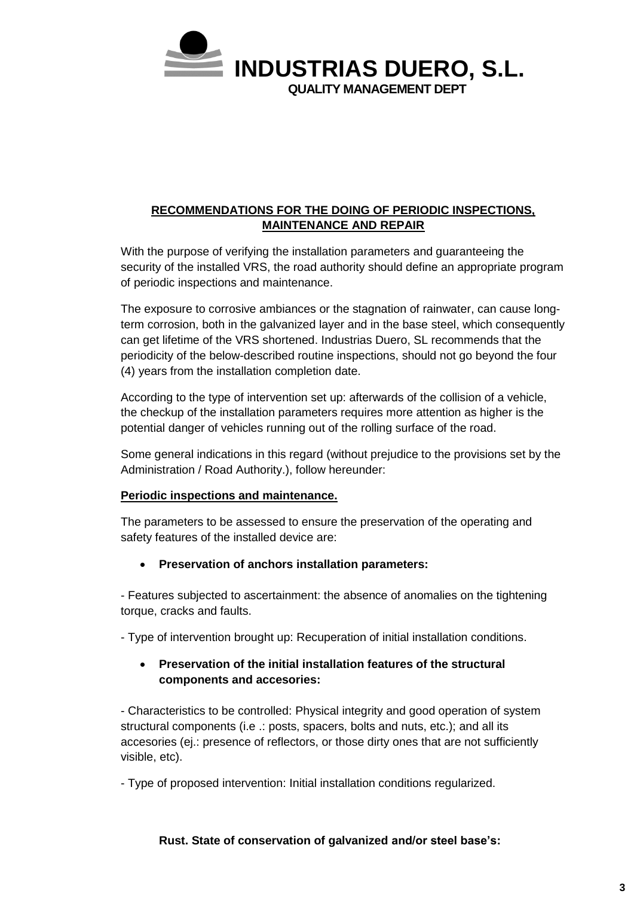# INDUSTRIAS DUERO, S.L.

**QUALITY MANAGEMENT DEPT**

## RECOMMENDATIONS FOR THE DOING OF PERIODIC INSPECTIONS, MAINTENANCE AND REPAIR

With the purpose of verifying the installation parameters and guaranteeing the security of the installed VRS, the road authority should define an appropriate program of periodic inspections and maintenance.

The exposure to corrosive ambiances or the stagnation of rainwater, can cause long-term corrosion, both in the galvanized layer and in the base steel, which consequently can get lifetime of the VRS shortened. Industrias Duero, SL recommends that the periodicity of the below-described routine inspections, should not go beyond the four (4) years from the installation completion date.

According to the type of intervention set up: afterwards of the collision of a vehicle, the checkup of the installation parameters requires more attention as higher is the potential danger of vehicles running out of the rolling surface of the road.

Some general indications in this regard (without prejudice to the provisions set by the Administration / Road Authority.), follow hereunder:

**Periodic inspections and maintenance.**

The parameters to be assessed to ensure the preservation of the operating and safety features of the installed device are:

- **Preservation of anchors installation parameters:**

- Features subjected to ascertainment: the absence of anomalies on the tightening torque, cracks and faults.

- Type of intervention brought up: Recuperation of initial installation conditions.

- **Preservation of the initial installation features of the structural components and accesories:**

- Characteristics to be controlled: Physical integrity and good operation of system structural components (i.e .: posts, spacers, bolts and nuts, etc.); and all its accesories (ej.: presence of reflectors, or those dirty ones that are not sufficiently visible, etc).

- Type of proposed intervention: Initial installation conditions regularized.

**Rust. State of conservation of galvanized and/or steel base's:**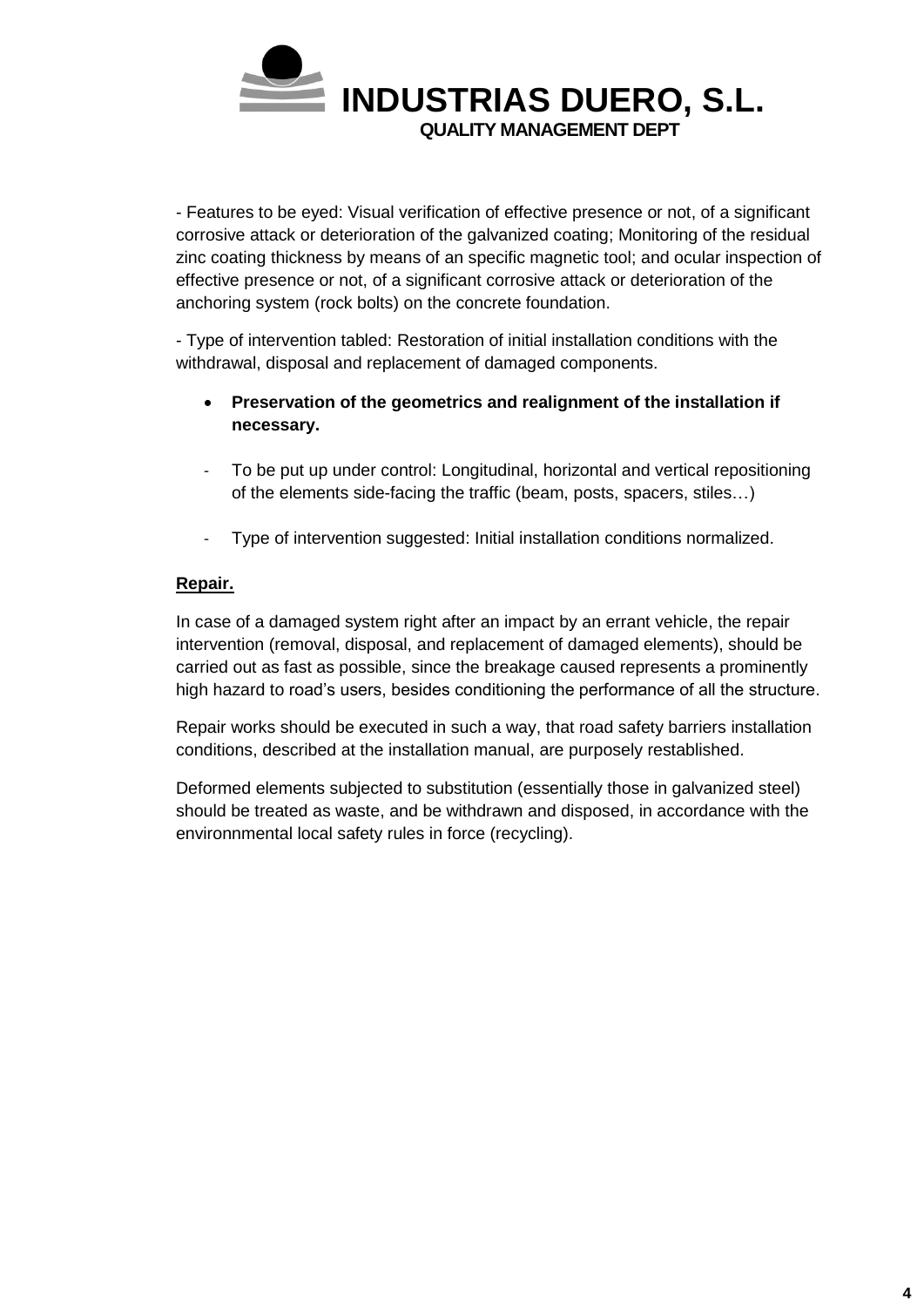- Features to be eyed: Visual verification of effective presence or not, of a significant corrosive attack or deterioration of the galvanized coating; Monitoring of the residual zinc coating thickness by means of an specific magnetic tool; and ocular inspection of effective presence or not, of a significant corrosive attack or deterioration of the anchoring system (rock bolts) on the concrete foundation.

- Type of intervention tabled: Restoration of initial installation conditions with the withdrawal, disposal and replacement of damaged components.

- **Preservation of the geometrics and realignment of the installation if necessary.**

  - To be put up under control: Longitudinal, horizontal and vertical repositioning of the elements side-facing the traffic (beam, posts, spacers, stiles…)

  - Type of intervention suggested: Initial installation conditions normalized.

**Repair.**

In case of a damaged system right after an impact by an errant vehicle, the repair intervention (removal, disposal, and replacement of damaged elements), should be carried out as fast as possible, since the breakage caused represents a prominently high hazard to road's users, besides conditioning the performance of all the structure.

Repair works should be executed in such a way, that road safety barriers installation conditions, described at the installation manual, are purposely restablished.

Deformed elements subjected to substitution (essentially those in galvanized steel) should be treated as waste, and be withdrawn and disposed, in accordance with the environnmental local safety rules in force (recycling).